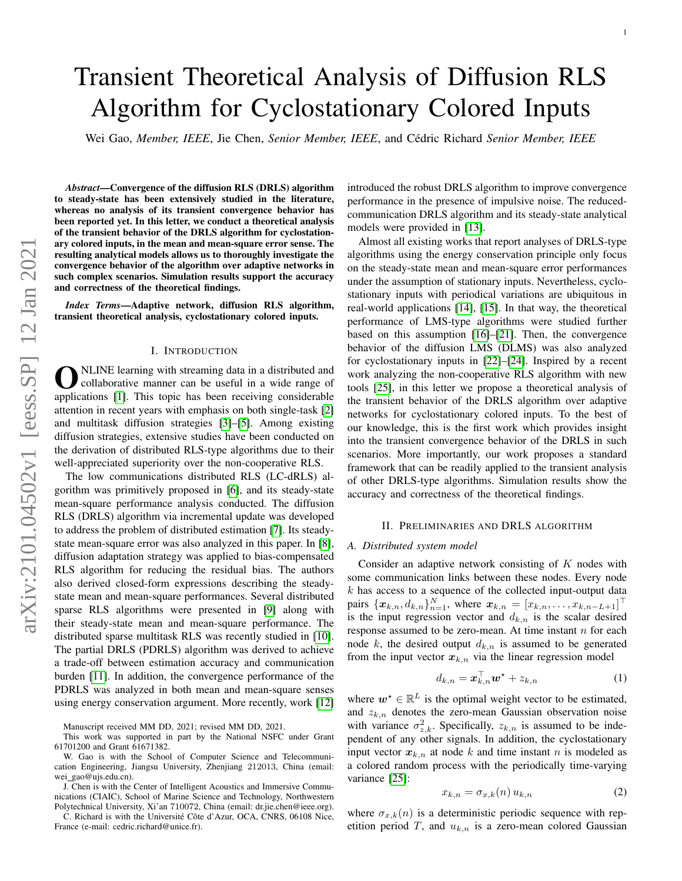# Transient Theoretical Analysis of Diffusion RLS Algorithm for Cyclostationary Colored Inputs

Wei Gao, *Member, IEEE*, Jie Chen, *Senior Member, IEEE*, and Cédric Richard *Senior Member, IEEE*

***Abstract*—Convergence of the diffusion RLS (DRLS) algorithm to steady-state has been extensively studied in the literature, whereas no analysis of its transient convergence behavior has been reported yet. In this letter, we conduct a theoretical analysis of the transient behavior of the DRLS algorithm for cyclostationary colored inputs, in the mean and mean-square error sense. The resulting analytical models allows us to thoroughly investigate the convergence behavior of the algorithm over adaptive networks in such complex scenarios. Simulation results support the accuracy and correctness of the theoretical findings.**

***Index Terms*—Adaptive network, diffusion RLS algorithm, transient theoretical analysis, cyclostationary colored inputs.**

## I. Introduction

Online learning with streaming data in a distributed and collaborative manner can be useful in a wide range of applications [1]. This topic has been receiving considerable attention in recent years with emphasis on both single-task [2] and multitask diffusion strategies [3]–[5]. Among existing diffusion strategies, extensive studies have been conducted on the derivation of distributed RLS-type algorithms due to their well-appreciated superiority over the non-cooperative RLS.

The low communications distributed RLS (LC-dRLS) algorithm was primitively proposed in [6], and its steady-state mean-square performance analysis conducted. The diffusion RLS (DRLS) algorithm via incremental update was developed to address the problem of distributed estimation [7]. Its steady-state mean-square error was also analyzed in this paper. In [8], diffusion adaptation strategy was applied to bias-compensated RLS algorithm for reducing the residual bias. The authors also derived closed-form expressions describing the steady-state mean and mean-square performances. Several distributed sparse RLS algorithms were presented in [9] along with their steady-state mean and mean-square performance. The distributed sparse multitask RLS was recently studied in [10]. The partial DRLS (PDRLS) algorithm was derived to achieve a trade-off between estimation accuracy and communication burden [11]. In addition, the convergence performance of the PDRLS was analyzed in both mean and mean-square senses using energy conservation argument. More recently, work [12] introduced the robust DRLS algorithm to improve convergence performance in the presence of impulsive noise. The reduced-communication DRLS algorithm and its steady-state analytical models were provided in [13].

Almost all existing works that report analyses of DRLS-type algorithms using the energy conservation principle only focus on the steady-state mean and mean-square error performances under the assumption of stationary inputs. Nevertheless, cyclostationary inputs with periodical variations are ubiquitous in real-world applications [14], [15]. In that way, the theoretical performance of LMS-type algorithms were studied further based on this assumption [16]–[21]. Then, the convergence behavior of the diffusion LMS (DLMS) was also analyzed for cyclostationary inputs in [22]–[24]. Inspired by a recent work analyzing the non-cooperative RLS algorithm with new tools [25], in this letter we propose a theoretical analysis of the transient behavior of the DRLS algorithm over adaptive networks for cyclostationary colored inputs. To the best of our knowledge, this is the first work which provides insight into the transient convergence behavior of the DRLS in such scenarios. More importantly, our work proposes a standard framework that can be readily applied to the transient analysis of other DRLS-type algorithms. Simulation results show the accuracy and correctness of the theoretical findings.

## II. Preliminaries and DRLS algorithm

### A. Distributed system model

Consider an adaptive network consisting of $K$ nodes with some communication links between these nodes. Every node $k$ has access to a sequence of the collected input-output data pairs $\{\boldsymbol{x}_{k,n}, d_{k,n}\}_{n=1}^{N}$, where $\boldsymbol{x}_{k,n} = [x_{k,n}, \ldots, x_{k,n-L+1}]^\top$ is the input regression vector and $d_{k,n}$ is the scalar desired response assumed to be zero-mean. At time instant $n$ for each node $k$, the desired output $d_{k,n}$ is assumed to be generated from the input vector $\boldsymbol{x}_{k,n}$ via the linear regression model

$$d_{k,n} = \boldsymbol{x}_{k,n}^\top \boldsymbol{w}^\star + z_{k,n} \tag{1}$$

where $\boldsymbol{w}^\star \in \mathbb{R}^L$ is the optimal weight vector to be estimated, and $z_{k,n}$ denotes the zero-mean Gaussian observation noise with variance $\sigma_{z,k}^2$. Specifically, $z_{k,n}$ is assumed to be independent of any other signals. In addition, the cyclostationary input vector $\boldsymbol{x}_{k,n}$ at node $k$ and time instant $n$ is modeled as a colored random process with the periodically time-varying variance [25]:

$$x_{k,n} = \sigma_{x,k}(n)\, u_{k,n} \tag{2}$$

where $\sigma_{x,k}(n)$ is a deterministic periodic sequence with repetition period $T$, and $u_{k,n}$ is a zero-mean colored Gaussian

Manuscript received MM DD, 2021; revised MM DD, 2021.

This work was supported in part by the National NSFC under Grant 61701200 and Grant 61671382.

W. Gao is with the School of Computer Science and Telecommunication Engineering, Jiangsu University, Zhenjiang 212013, China (email: wei_gao@ujs.edu.cn).

J. Chen is with the Center of Intelligent Acoustics and Immersive Communications (CIAIC), School of Marine Science and Technology, Northwestern Polytechnical University, Xi'an 710072, China (email: dr.jie.chen@ieee.org).

C. Richard is with the Université Côte d'Azur, OCA, CNRS, 06108 Nice, France (e-mail: cedric.richard@unice.fr).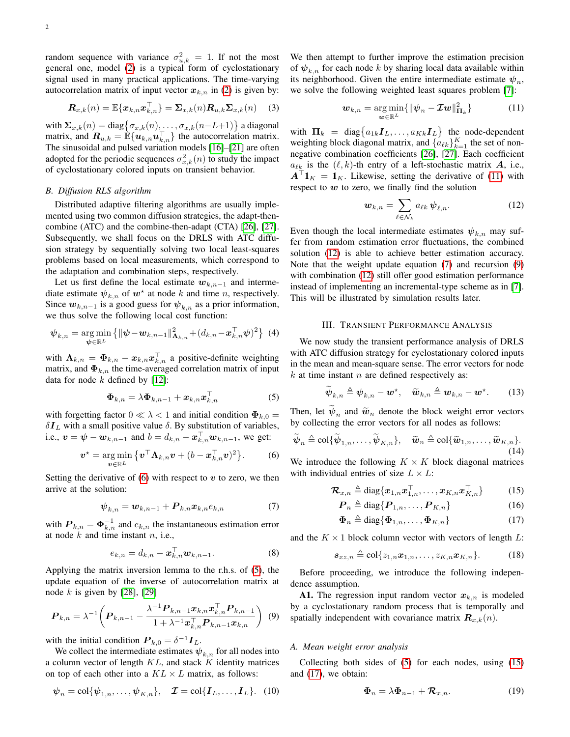random sequence with variance $\sigma^2_{u,k} = 1$. If not the most general one, model (2) is a typical form of cyclostationary signal used in many practical applications. The time-varying autocorrelation matrix of input vector $\boldsymbol{x}_{k,n}$ in (2) is given by:

$$\boldsymbol{R}_{x,k}(n) = \mathbb{E}\{\boldsymbol{x}_{k,n}\boldsymbol{x}_{k,n}^\top\} = \boldsymbol{\Sigma}_{x,k}(n)\boldsymbol{R}_{u,k}\boldsymbol{\Sigma}_{x,k}(n) \quad (3)$$

with $\boldsymbol{\Sigma}_{x,k}(n) = \text{diag}\{\sigma_{x,k}(n), \ldots, \sigma_{x,k}(n-L+1)\}$ a diagonal matrix, and $\boldsymbol{R}_{u,k} = \mathbb{E}\{\boldsymbol{u}_{k,n}\boldsymbol{u}_{k,n}^\top\}$ the autocorrelation matrix. The sinusoidal and pulsed variation models [16]–[21] are often adopted for the periodic sequences $\sigma^2_{x,k}(n)$ to study the impact of cyclostationary colored inputs on transient behavior.

### B. Diffusion RLS algorithm

Distributed adaptive filtering algorithms are usually implemented using two common diffusion strategies, the adapt-then-combine (ATC) and the combine-then-adapt (CTA) [26], [27]. Subsequently, we shall focus on the DRLS with ATC diffusion strategy by sequentially solving two local least-squares problems based on local measurements, which correspond to the adaptation and combination steps, respectively.

Let us first define the local estimate $\boldsymbol{w}_{k,n-1}$ and intermediate estimate $\boldsymbol{\psi}_{k,n}$ of $\boldsymbol{w}^\star$ at node $k$ and time $n$, respectively. Since $\boldsymbol{w}_{k,n-1}$ is a good guess for $\boldsymbol{\psi}_{k,n}$ as a prior information, we thus solve the following local cost function:

$$\boldsymbol{\psi}_{k,n} = \underset{\boldsymbol{\psi}\in\mathbb{R}^L}{\arg\min}\left\{\|\boldsymbol{\psi}-\boldsymbol{w}_{k,n-1}\|^2_{\boldsymbol{\Lambda}_{k,n}} + (d_{k,n}-\boldsymbol{x}_{k,n}^\top\boldsymbol{\psi})^2\right\} \quad (4)$$

with $\boldsymbol{\Lambda}_{k,n} = \boldsymbol{\Phi}_{k,n} - \boldsymbol{x}_{k,n}\boldsymbol{x}_{k,n}^\top$ a positive-definite weighting matrix, and $\boldsymbol{\Phi}_{k,n}$ the time-averaged correlation matrix of input data for node $k$ defined by [12]:

$$\boldsymbol{\Phi}_{k,n} = \lambda\boldsymbol{\Phi}_{k,n-1} + \boldsymbol{x}_{k,n}\boldsymbol{x}_{k,n}^\top \quad (5)$$

with forgetting factor $0 \ll \lambda < 1$ and initial condition $\boldsymbol{\Phi}_{k,0} = \delta\boldsymbol{I}_L$ with a small positive value $\delta$. By substitution of variables, i.e., $\boldsymbol{v} = \boldsymbol{\psi} - \boldsymbol{w}_{k,n-1}$ and $b = d_{k,n} - \boldsymbol{x}_{k,n}^\top\boldsymbol{w}_{k,n-1}$, we get:

$$\boldsymbol{v}^\star = \underset{\boldsymbol{v}\in\mathbb{R}^L}{\arg\min}\left\{\boldsymbol{v}^\top\boldsymbol{\Lambda}_{k,n}\boldsymbol{v} + (b - \boldsymbol{x}_{k,n}^\top\boldsymbol{v})^2\right\}. \quad (6)$$

Setting the derivative of (6) with respect to $\boldsymbol{v}$ to zero, we then arrive at the solution:

$$\boldsymbol{\psi}_{k,n} = \boldsymbol{w}_{k,n-1} + \boldsymbol{P}_{k,n}\boldsymbol{x}_{k,n}e_{k,n} \quad (7)$$

with $\boldsymbol{P}_{k,n} = \boldsymbol{\Phi}_{k,n}^{-1}$ and $e_{k,n}$ the instantaneous estimation error at node $k$ and time instant $n$, i.e.,

$$e_{k,n} = d_{k,n} - \boldsymbol{x}_{k,n}^\top\boldsymbol{w}_{k,n-1}. \quad (8)$$

Applying the matrix inversion lemma to the r.h.s. of (5), the update equation of the inverse of autocorrelation matrix at node $k$ is given by [28], [29]

$$\boldsymbol{P}_{k,n} = \lambda^{-1}\left(\boldsymbol{P}_{k,n-1} - \frac{\lambda^{-1}\boldsymbol{P}_{k,n-1}\boldsymbol{x}_{k,n}\boldsymbol{x}_{k,n}^\top\boldsymbol{P}_{k,n-1}}{1+\lambda^{-1}\boldsymbol{x}_{k,n}^\top\boldsymbol{P}_{k,n-1}\boldsymbol{x}_{k,n}}\right) \quad (9)$$

with the initial condition $\boldsymbol{P}_{k,0} = \delta^{-1}\boldsymbol{I}_L$.

We collect the intermediate estimates $\boldsymbol{\psi}_{k,n}$ for all nodes into a column vector of length $KL$, and stack $K$ identity matrices on top of each other into a $KL \times L$ matrix, as follows:

$$\boldsymbol{\psi}_n = \text{col}\{\boldsymbol{\psi}_{1,n}, \ldots, \boldsymbol{\psi}_{K,n}\}, \quad \boldsymbol{\mathcal{I}} = \text{col}\{\boldsymbol{I}_L, \ldots, \boldsymbol{I}_L\}. \quad (10)$$

We then attempt to further improve the estimation precision of $\boldsymbol{\psi}_{k,n}$ for each node $k$ by sharing local data available within its neighborhood. Given the entire intermediate estimate $\boldsymbol{\psi}_n$, we solve the following weighted least squares problem [7]:

$$\boldsymbol{w}_{k,n} = \underset{\boldsymbol{w}\in\mathbb{R}^L}{\arg\min}\{\|\boldsymbol{\psi}_n - \boldsymbol{\mathcal{I}}\boldsymbol{w}\|^2_{\boldsymbol{\Pi}_k}\} \quad (11)$$

with $\boldsymbol{\Pi}_k = \text{diag}\{a_{1k}\boldsymbol{I}_L, \ldots, a_{Kk}\boldsymbol{I}_L\}$ the node-dependent weighting block diagonal matrix, and $\{a_{\ell k}\}_{k=1}^K$ the set of non-negative combination coefficients [26], [27]. Each coefficient $a_{\ell k}$ is the $(\ell, k)$-th entry of a left-stochastic matrix $\boldsymbol{A}$, i.e., $\boldsymbol{A}^\top\boldsymbol{1}_K = \boldsymbol{1}_K$. Likewise, setting the derivative of (11) with respect to $\boldsymbol{w}$ to zero, we finally find the solution

$$\boldsymbol{w}_{k,n} = \sum_{\ell\in\mathcal{N}_k} a_{\ell k}\,\boldsymbol{\psi}_{\ell,n}. \quad (12)$$

Even though the local intermediate estimates $\boldsymbol{\psi}_{k,n}$ may suffer from random estimation error fluctuations, the combined solution (12) is able to achieve better estimation accuracy. Note that the weight update equation (7) and recursion (9) with combination (12) still offer good estimation performance instead of implementing an incremental-type scheme as in [7]. This will be illustrated by simulation results later.

## III. Transient Performance Analysis

We now study the transient performance analysis of DRLS with ATC diffusion strategy for cyclostationary colored inputs in the mean and mean-square sense. The error vectors for node $k$ at time instant $n$ are defined respectively as:

$$\widetilde{\boldsymbol{\psi}}_{k,n} \triangleq \boldsymbol{\psi}_{k,n} - \boldsymbol{w}^\star, \quad \widetilde{\boldsymbol{w}}_{k,n} \triangleq \boldsymbol{w}_{k,n} - \boldsymbol{w}^\star. \quad (13)$$

Then, let $\widetilde{\boldsymbol{\psi}}_n$ and $\widetilde{\boldsymbol{w}}_n$ denote the block weight error vectors by collecting the error vectors for all nodes as follows:

$$\widetilde{\boldsymbol{\psi}}_n \triangleq \text{col}\{\widetilde{\boldsymbol{\psi}}_{1,n}, \ldots, \widetilde{\boldsymbol{\psi}}_{K,n}\}, \quad \widetilde{\boldsymbol{w}}_n \triangleq \text{col}\{\widetilde{\boldsymbol{w}}_{1,n}, \ldots, \widetilde{\boldsymbol{w}}_{K,n}\}. \quad (14)$$

We introduce the following $K \times K$ block diagonal matrices with individual entries of size $L \times L$:

$$\boldsymbol{\mathcal{R}}_{x,n} \triangleq \text{diag}\{\boldsymbol{x}_{1,n}\boldsymbol{x}_{1,n}^\top, \ldots, \boldsymbol{x}_{K,n}\boldsymbol{x}_{K,n}^\top\} \quad (15)$$

$$\boldsymbol{P}_n \triangleq \text{diag}\{\boldsymbol{P}_{1,n}, \ldots, \boldsymbol{P}_{K,n}\} \quad (16)$$

$$\boldsymbol{\Phi}_n \triangleq \text{diag}\{\boldsymbol{\Phi}_{1,n}, \ldots, \boldsymbol{\Phi}_{K,n}\} \quad (17)$$

and the $K \times 1$ block column vector with vectors of length $L$:

$$\boldsymbol{s}_{xz,n} \triangleq \text{col}\{z_{1,n}\boldsymbol{x}_{1,n}, \ldots, z_{K,n}\boldsymbol{x}_{K,n}\}. \quad (18)$$

Before proceeding, we introduce the following independence assumption.

**A1.** The regression input random vector $\boldsymbol{x}_{k,n}$ is modeled by a cyclostationary random process that is temporally and spatially independent with covariance matrix $\boldsymbol{R}_{x,k}(n)$.

### A. Mean weight error analysis

Collecting both sides of (5) for each nodes, using (15) and (17), we obtain:

$$\boldsymbol{\Phi}_n = \lambda\boldsymbol{\Phi}_{n-1} + \boldsymbol{\mathcal{R}}_{x,n}. \quad (19)$$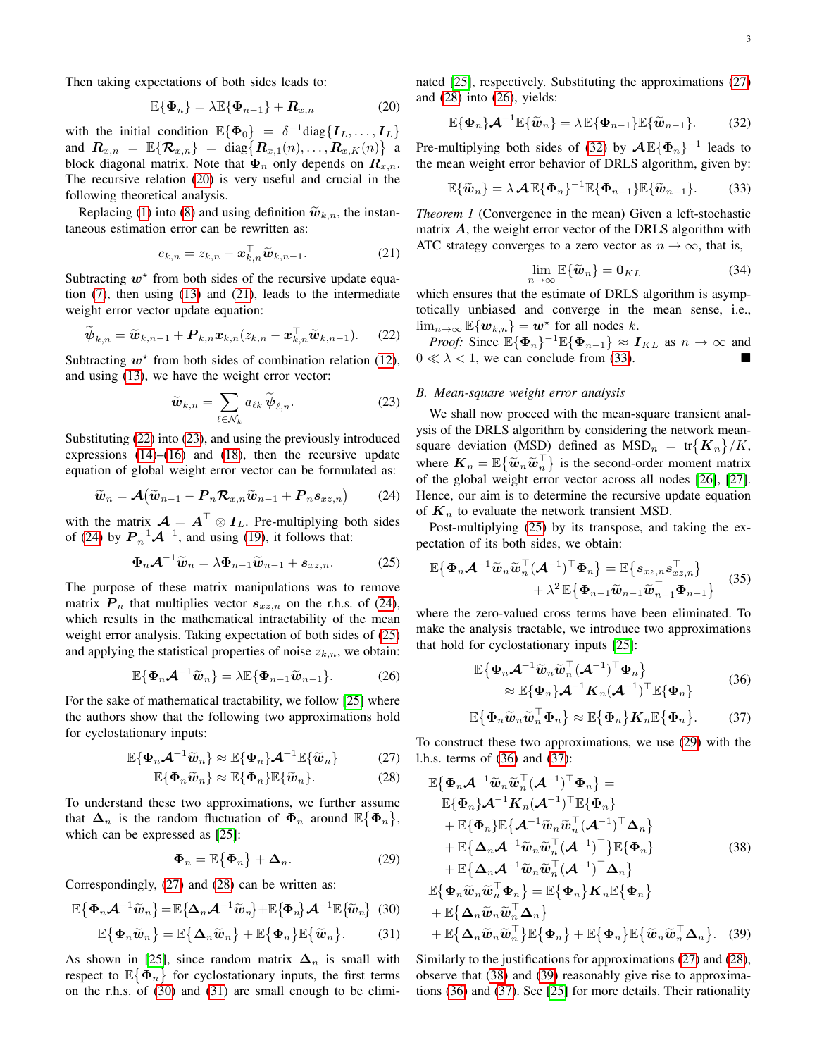Then taking expectations of both sides leads to:

$$\mathbb{E}\{\boldsymbol{\Phi}_n\} = \lambda \mathbb{E}\{\boldsymbol{\Phi}_{n-1}\} + \boldsymbol{R}_{x,n} \tag{20}$$

with the initial condition $\mathbb{E}\{\boldsymbol{\Phi}_0\} = \delta^{-1}\text{diag}\{\boldsymbol{I}_L, \ldots, \boldsymbol{I}_L\}$ and $\boldsymbol{R}_{x,n} = \mathbb{E}\{\boldsymbol{\mathcal{R}}_{x,n}\} = \text{diag}\{\boldsymbol{R}_{x,1}(n), \ldots, \boldsymbol{R}_{x,K}(n)\}$ a block diagonal matrix. Note that $\boldsymbol{\Phi}_n$ only depends on $\boldsymbol{R}_{x,n}$. The recursive relation (20) is very useful and crucial in the following theoretical analysis.

Replacing (1) into (8) and using definition $\widetilde{\boldsymbol{w}}_{k,n}$, the instantaneous estimation error can be rewritten as:

$$e_{k,n} = z_{k,n} - \boldsymbol{x}_{k,n}^\top \widetilde{\boldsymbol{w}}_{k,n-1}. \tag{21}$$

Subtracting $\boldsymbol{w}^\star$ from both sides of the recursive update equation (7), then using (13) and (21), leads to the intermediate weight error vector update equation:

$$\widetilde{\boldsymbol{\psi}}_{k,n} = \widetilde{\boldsymbol{w}}_{k,n-1} + \boldsymbol{P}_{k,n}\boldsymbol{x}_{k,n}(z_{k,n} - \boldsymbol{x}_{k,n}^\top \widetilde{\boldsymbol{w}}_{k,n-1}). \tag{22}$$

Subtracting $\boldsymbol{w}^\star$ from both sides of combination relation (12), and using (13), we have the weight error vector:

$$\widetilde{\boldsymbol{w}}_{k,n} = \sum_{\ell \in \mathcal{N}_k} a_{\ell k}\, \widetilde{\boldsymbol{\psi}}_{\ell,n}. \tag{23}$$

Substituting (22) into (23), and using the previously introduced expressions (14)–(16) and (18), then the recursive update equation of global weight error vector can be formulated as:

$$\widetilde{\boldsymbol{w}}_n = \boldsymbol{\mathcal{A}}\big(\widetilde{\boldsymbol{w}}_{n-1} - \boldsymbol{P}_n \boldsymbol{\mathcal{R}}_{x,n}\widetilde{\boldsymbol{w}}_{n-1} + \boldsymbol{P}_n \boldsymbol{s}_{xz,n}\big) \tag{24}$$

with the matrix $\boldsymbol{\mathcal{A}} = \boldsymbol{A}^\top \otimes \boldsymbol{I}_L$. Pre-multiplying both sides of (24) by $\boldsymbol{P}_n^{-1}\boldsymbol{\mathcal{A}}^{-1}$, and using (19), it follows that:

$$\boldsymbol{\Phi}_n \boldsymbol{\mathcal{A}}^{-1}\widetilde{\boldsymbol{w}}_n = \lambda \boldsymbol{\Phi}_{n-1}\widetilde{\boldsymbol{w}}_{n-1} + \boldsymbol{s}_{xz,n}. \tag{25}$$

The purpose of these matrix manipulations was to remove matrix $\boldsymbol{P}_n$ that multiplies vector $\boldsymbol{s}_{xz,n}$ on the r.h.s. of (24), which results in the mathematical intractability of the mean weight error analysis. Taking expectation of both sides of (25) and applying the statistical properties of noise $z_{k,n}$, we obtain:

$$\mathbb{E}\{\boldsymbol{\Phi}_n \boldsymbol{\mathcal{A}}^{-1}\widetilde{\boldsymbol{w}}_n\} = \lambda \mathbb{E}\{\boldsymbol{\Phi}_{n-1}\widetilde{\boldsymbol{w}}_{n-1}\}. \tag{26}$$

For the sake of mathematical tractability, we follow [25] where the authors show that the following two approximations hold for cyclostationary inputs:

$$\mathbb{E}\{\boldsymbol{\Phi}_n \boldsymbol{\mathcal{A}}^{-1}\widetilde{\boldsymbol{w}}_n\} \approx \mathbb{E}\{\boldsymbol{\Phi}_n\}\boldsymbol{\mathcal{A}}^{-1}\mathbb{E}\{\widetilde{\boldsymbol{w}}_n\} \tag{27}$$

$$\mathbb{E}\{\boldsymbol{\Phi}_n \widetilde{\boldsymbol{w}}_n\} \approx \mathbb{E}\{\boldsymbol{\Phi}_n\}\mathbb{E}\{\widetilde{\boldsymbol{w}}_n\}. \tag{28}$$

To understand these two approximations, we further assume that $\boldsymbol{\Delta}_n$ is the random fluctuation of $\boldsymbol{\Phi}_n$ around $\mathbb{E}\{\boldsymbol{\Phi}_n\}$, which can be expressed as [25]:

$$\boldsymbol{\Phi}_n = \mathbb{E}\{\boldsymbol{\Phi}_n\} + \boldsymbol{\Delta}_n. \tag{29}$$

Correspondingly, (27) and (28) can be written as:

$$\mathbb{E}\{\boldsymbol{\Phi}_n \boldsymbol{\mathcal{A}}^{-1}\widetilde{\boldsymbol{w}}_n\} = \mathbb{E}\{\boldsymbol{\Delta}_n \boldsymbol{\mathcal{A}}^{-1}\widetilde{\boldsymbol{w}}_n\} + \mathbb{E}\{\boldsymbol{\Phi}_n\}\boldsymbol{\mathcal{A}}^{-1}\mathbb{E}\{\widetilde{\boldsymbol{w}}_n\} \tag{30}$$

$$\mathbb{E}\{\boldsymbol{\Phi}_n \widetilde{\boldsymbol{w}}_n\} = \mathbb{E}\{\boldsymbol{\Delta}_n \widetilde{\boldsymbol{w}}_n\} + \mathbb{E}\{\boldsymbol{\Phi}_n\}\mathbb{E}\{\widetilde{\boldsymbol{w}}_n\}. \tag{31}$$

As shown in [25], since random matrix $\boldsymbol{\Delta}_n$ is small with respect to $\mathbb{E}\{\boldsymbol{\Phi}_n\}$ for cyclostationary inputs, the first terms on the r.h.s. of (30) and (31) are small enough to be eliminated [25], respectively. Substituting the approximations (27) and (28) into (26), yields:

$$\mathbb{E}\{\boldsymbol{\Phi}_n\}\boldsymbol{\mathcal{A}}^{-1}\mathbb{E}\{\widetilde{\boldsymbol{w}}_n\} = \lambda\, \mathbb{E}\{\boldsymbol{\Phi}_{n-1}\}\mathbb{E}\{\widetilde{\boldsymbol{w}}_{n-1}\}. \tag{32}$$

Pre-multiplying both sides of (32) by $\boldsymbol{\mathcal{A}}\mathbb{E}\{\boldsymbol{\Phi}_n\}^{-1}$ leads to the mean weight error behavior of DRLS algorithm, given by:

$$\mathbb{E}\{\widetilde{\boldsymbol{w}}_n\} = \lambda\, \boldsymbol{\mathcal{A}}\mathbb{E}\{\boldsymbol{\Phi}_n\}^{-1}\mathbb{E}\{\boldsymbol{\Phi}_{n-1}\}\mathbb{E}\{\widetilde{\boldsymbol{w}}_{n-1}\}. \tag{33}$$

*Theorem 1* (Convergence in the mean) Given a left-stochastic matrix $\boldsymbol{A}$, the weight error vector of the DRLS algorithm with ATC strategy converges to a zero vector as $n \to \infty$, that is,

$$\lim_{n\to\infty} \mathbb{E}\{\widetilde{\boldsymbol{w}}_n\} = \boldsymbol{0}_{KL} \tag{34}$$

which ensures that the estimate of DRLS algorithm is asymptotically unbiased and converge in the mean sense, i.e., $\lim_{n\to\infty}\mathbb{E}\{\boldsymbol{w}_{k,n}\} = \boldsymbol{w}^\star$ for all nodes $k$.

*Proof:* Since $\mathbb{E}\{\boldsymbol{\Phi}_n\}^{-1}\mathbb{E}\{\boldsymbol{\Phi}_{n-1}\} \approx \boldsymbol{I}_{KL}$ as $n \to \infty$ and $0 \ll \lambda < 1$, we can conclude from (33). ■

### B. Mean-square weight error analysis

We shall now proceed with the mean-square transient analysis of the DRLS algorithm by considering the network mean-square deviation (MSD) defined as $\text{MSD}_n = \text{tr}\{\boldsymbol{K}_n\}/K$, where $\boldsymbol{K}_n = \mathbb{E}\{\widetilde{\boldsymbol{w}}_n\widetilde{\boldsymbol{w}}_n^\top\}$ is the second-order moment matrix of the global weight error vector across all nodes [26], [27]. Hence, our aim is to determine the recursive update equation of $\boldsymbol{K}_n$ to evaluate the network transient MSD.

Post-multiplying (25) by its transpose, and taking the expectation of its both sides, we obtain:

$$\begin{aligned}\mathbb{E}\{\boldsymbol{\Phi}_n\boldsymbol{\mathcal{A}}^{-1}\widetilde{\boldsymbol{w}}_n\widetilde{\boldsymbol{w}}_n^\top(\boldsymbol{\mathcal{A}}^{-1})^\top\boldsymbol{\Phi}_n\} &= \mathbb{E}\{\boldsymbol{s}_{xz,n}\boldsymbol{s}_{xz,n}^\top\} \\ &\quad + \lambda^2\,\mathbb{E}\{\boldsymbol{\Phi}_{n-1}\widetilde{\boldsymbol{w}}_{n-1}\widetilde{\boldsymbol{w}}_{n-1}^\top\boldsymbol{\Phi}_{n-1}\}\end{aligned} \tag{35}$$

where the zero-valued cross terms have been eliminated. To make the analysis tractable, we introduce two approximations that hold for cyclostationary inputs [25]:

$$\begin{aligned}&\mathbb{E}\{\boldsymbol{\Phi}_n\boldsymbol{\mathcal{A}}^{-1}\widetilde{\boldsymbol{w}}_n\widetilde{\boldsymbol{w}}_n^\top(\boldsymbol{\mathcal{A}}^{-1})^\top\boldsymbol{\Phi}_n\} \\ &\qquad\approx \mathbb{E}\{\boldsymbol{\Phi}_n\}\boldsymbol{\mathcal{A}}^{-1}\boldsymbol{K}_n(\boldsymbol{\mathcal{A}}^{-1})^\top\mathbb{E}\{\boldsymbol{\Phi}_n\}\end{aligned} \tag{36}$$

$$\mathbb{E}\{\boldsymbol{\Phi}_n\widetilde{\boldsymbol{w}}_n\widetilde{\boldsymbol{w}}_n^\top\boldsymbol{\Phi}_n\} \approx \mathbb{E}\{\boldsymbol{\Phi}_n\}\boldsymbol{K}_n\mathbb{E}\{\boldsymbol{\Phi}_n\}. \tag{37}$$

To construct these two approximations, we use (29) with the l.h.s. terms of (36) and (37):

$$\begin{aligned}&\mathbb{E}\{\boldsymbol{\Phi}_n\boldsymbol{\mathcal{A}}^{-1}\widetilde{\boldsymbol{w}}_n\widetilde{\boldsymbol{w}}_n^\top(\boldsymbol{\mathcal{A}}^{-1})^\top\boldsymbol{\Phi}_n\} = \\ &\quad\mathbb{E}\{\boldsymbol{\Phi}_n\}\boldsymbol{\mathcal{A}}^{-1}\boldsymbol{K}_n(\boldsymbol{\mathcal{A}}^{-1})^\top\mathbb{E}\{\boldsymbol{\Phi}_n\} \\ &\quad+\mathbb{E}\{\boldsymbol{\Phi}_n\}\mathbb{E}\{\boldsymbol{\mathcal{A}}^{-1}\widetilde{\boldsymbol{w}}_n\widetilde{\boldsymbol{w}}_n^\top(\boldsymbol{\mathcal{A}}^{-1})^\top\boldsymbol{\Delta}_n\} \\ &\quad+\mathbb{E}\{\boldsymbol{\Delta}_n\boldsymbol{\mathcal{A}}^{-1}\widetilde{\boldsymbol{w}}_n\widetilde{\boldsymbol{w}}_n^\top(\boldsymbol{\mathcal{A}}^{-1})^\top\}\mathbb{E}\{\boldsymbol{\Phi}_n\} \\ &\quad+\mathbb{E}\{\boldsymbol{\Delta}_n\boldsymbol{\mathcal{A}}^{-1}\widetilde{\boldsymbol{w}}_n\widetilde{\boldsymbol{w}}_n^\top(\boldsymbol{\mathcal{A}}^{-1})^\top\boldsymbol{\Delta}_n\}\end{aligned} \tag{38}$$

$$\begin{aligned}&\mathbb{E}\{\boldsymbol{\Phi}_n\widetilde{\boldsymbol{w}}_n\widetilde{\boldsymbol{w}}_n^\top\boldsymbol{\Phi}_n\} = \mathbb{E}\{\boldsymbol{\Phi}_n\}\boldsymbol{K}_n\mathbb{E}\{\boldsymbol{\Phi}_n\} \\ &\quad+\mathbb{E}\{\boldsymbol{\Delta}_n\widetilde{\boldsymbol{w}}_n\widetilde{\boldsymbol{w}}_n^\top\boldsymbol{\Delta}_n\} \\ &\quad+\mathbb{E}\{\boldsymbol{\Delta}_n\widetilde{\boldsymbol{w}}_n\widetilde{\boldsymbol{w}}_n^\top\}\mathbb{E}\{\boldsymbol{\Phi}_n\} + \mathbb{E}\{\boldsymbol{\Phi}_n\}\mathbb{E}\{\widetilde{\boldsymbol{w}}_n\widetilde{\boldsymbol{w}}_n^\top\boldsymbol{\Delta}_n\}.\end{aligned} \tag{39}$$

Similarly to the justifications for approximations (27) and (28), observe that (38) and (39) reasonably give rise to approximations (36) and (37). See [25] for more details. Their rationality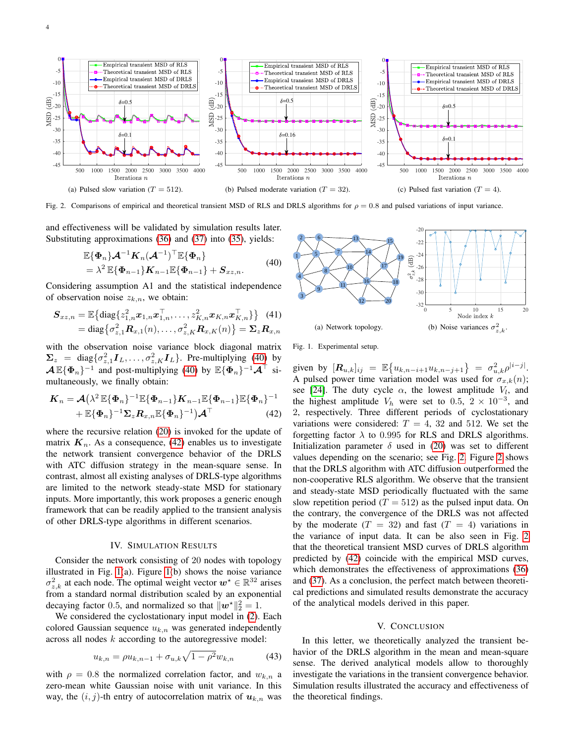Fig. 2. Comparisons of empirical and theoretical transient MSD of RLS and DRLS algorithms for $\rho = 0.8$ and pulsed variations of input variance.

(a) Pulsed slow variation ($T = 512$). (b) Pulsed moderate variation ($T = 32$). (c) Pulsed fast variation ($T = 4$).

and effectiveness will be validated by simulation results later. Substituting approximations (36) and (37) into (35), yields:

$$\begin{aligned} &\mathbb{E}\{\boldsymbol{\Phi}_n\}\boldsymbol{\mathcal{A}}^{-1}\boldsymbol{K}_n(\boldsymbol{\mathcal{A}}^{-1})^\top\mathbb{E}\{\boldsymbol{\Phi}_n\} \\ &= \lambda^2\,\mathbb{E}\{\boldsymbol{\Phi}_{n-1}\}\boldsymbol{K}_{n-1}\mathbb{E}\{\boldsymbol{\Phi}_{n-1}\} + \boldsymbol{S}_{xz,n}. \end{aligned} \tag{40}$$

Considering assumption A1 and the statistical independence of observation noise $z_{k,n}$, we obtain:

$$\begin{aligned} \boldsymbol{S}_{xz,n} &= \mathbb{E}\{\mathrm{diag}\{z_{1,n}^2\boldsymbol{x}_{1,n}\boldsymbol{x}_{1,n}^\top,\ldots,z_{K,n}^2\boldsymbol{x}_{K,n}\boldsymbol{x}_{K,n}^\top\}\} \\ &= \mathrm{diag}\{\sigma_{z,1}^2\boldsymbol{R}_{x,1}(n),\ldots,\sigma_{z,K}^2\boldsymbol{R}_{x,K}(n)\} = \boldsymbol{\Sigma}_z\boldsymbol{R}_{x,n} \end{aligned} \tag{41}$$

with the observation noise variance block diagonal matrix $\boldsymbol{\Sigma}_z = \mathrm{diag}\{\sigma_{z,1}^2\boldsymbol{I}_L,\ldots,\sigma_{z,K}^2\boldsymbol{I}_L\}$. Pre-multiplying (40) by $\boldsymbol{\mathcal{A}}\,\mathbb{E}\{\boldsymbol{\Phi}_n\}^{-1}$ and post-multiplying (40) by $\mathbb{E}\{\boldsymbol{\Phi}_n\}^{-1}\boldsymbol{\mathcal{A}}^\top$ simultaneously, we finally obtain:

$$\begin{aligned} \boldsymbol{K}_n = \boldsymbol{\mathcal{A}}\big(&\lambda^2\,\mathbb{E}\{\boldsymbol{\Phi}_n\}^{-1}\mathbb{E}\{\boldsymbol{\Phi}_{n-1}\}\boldsymbol{K}_{n-1}\mathbb{E}\{\boldsymbol{\Phi}_{n-1}\}\mathbb{E}\{\boldsymbol{\Phi}_n\}^{-1} \\ &+ \mathbb{E}\{\boldsymbol{\Phi}_n\}^{-1}\boldsymbol{\Sigma}_z\boldsymbol{R}_{x,n}\mathbb{E}\{\boldsymbol{\Phi}_n\}^{-1}\big)\boldsymbol{\mathcal{A}}^\top \end{aligned} \tag{42}$$

where the recursive relation (20) is invoked for the update of matrix $\boldsymbol{K}_n$. As a consequence, (42) enables us to investigate the network transient convergence behavior of the DRLS with ATC diffusion strategy in the mean-square sense. In contrast, almost all existing analyses of DRLS-type algorithms are limited to the network steady-state MSD for stationary inputs. More importantly, this work proposes a generic enough framework that can be readily applied to the transient analysis of other DRLS-type algorithms in different scenarios.

## IV. Simulation Results

Consider the network consisting of 20 nodes with topology illustrated in Fig. 1(a). Figure 1(b) shows the noise variance $\sigma_{z,k}^2$ at each node. The optimal weight vector $\boldsymbol{w}^\star \in \mathbb{R}^{32}$ arises from a standard normal distribution scaled by an exponential decaying factor 0.5, and normalized so that $\|\boldsymbol{w}^\star\|_2^2 = 1$.

We considered the cyclostationary input model in (2). Each colored Gaussian sequence $u_{k,n}$ was generated independently across all nodes $k$ according to the autoregressive model:

$$u_{k,n} = \rho u_{k,n-1} + \sigma_{u,k}\sqrt{1-\rho^2}\,w_{k,n} \tag{43}$$

with $\rho = 0.8$ the normalized correlation factor, and $w_{k,n}$ a zero-mean white Gaussian noise with unit variance. In this way, the $(i,j)$-th entry of autocorrelation matrix of $\boldsymbol{u}_{k,n}$ was given by $[\boldsymbol{R}_{u,k}]_{ij} = \mathbb{E}\{u_{k,n-i+1}u_{k,n-j+1}\} = \sigma_{u,k}^2\rho^{|i-j|}$. A pulsed power time variation model was used for $\sigma_{x,k}(n)$; see [24]. The duty cycle $\alpha$, the lowest amplitude $V_l$, and the highest amplitude $V_h$ were set to 0.5, $2\times10^{-3}$, and 2, respectively. Three different periods of cyclostationary variations were considered: $T = 4$, 32 and 512. We set the forgetting factor $\lambda$ to 0.995 for RLS and DRLS algorithms. Initialization parameter $\delta$ used in (20) was set to different values depending on the scenario; see Fig. 2. Figure 2 shows that the DRLS algorithm with ATC diffusion outperformed the non-cooperative RLS algorithm. We observe that the transient and steady-state MSD periodically fluctuated with the same slow repetition period ($T = 512$) as the pulsed input data. On the contrary, the convergence of the DRLS was not affected by the moderate ($T = 32$) and fast ($T = 4$) variations in the variance of input data. It can be also seen in Fig. 2 that the theoretical transient MSD curves of DRLS algorithm predicted by (42) coincide with the empirical MSD curves, which demonstrates the effectiveness of approximations (36) and (37). As a conclusion, the perfect match between theoretical predictions and simulated results demonstrate the accuracy of the analytical models derived in this paper.

(a) Network topology. (b) Noise variances $\sigma_{z,k}^2$.

Fig. 1. Experimental setup.

## V. Conclusion

In this letter, we theoretically analyzed the transient behavior of the DRLS algorithm in the mean and mean-square sense. The derived analytical models allow to thoroughly investigate the variations in the transient convergence behavior. Simulation results illustrated the accuracy and effectiveness of the theoretical findings.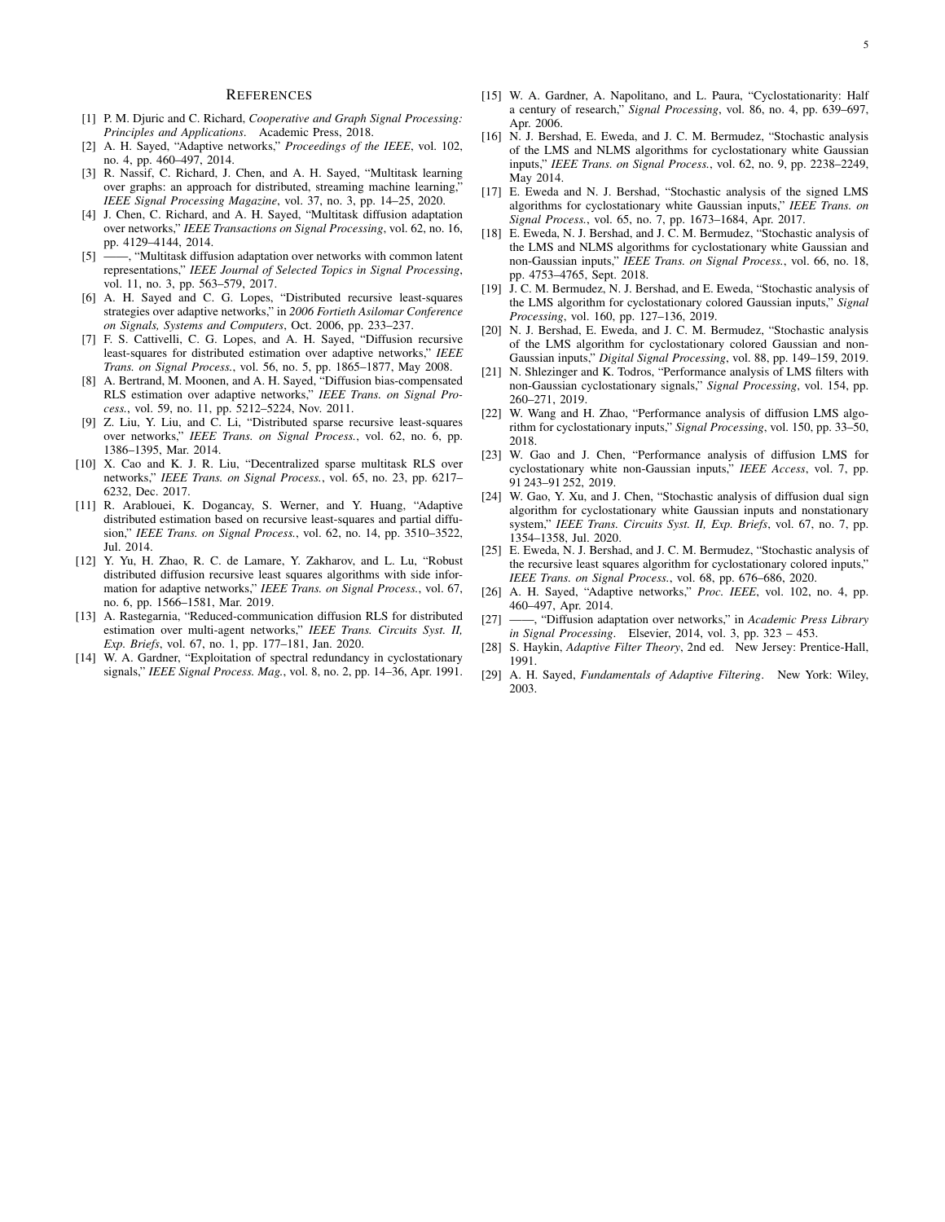## REFERENCES

[1] P. M. Djuric and C. Richard, *Cooperative and Graph Signal Processing: Principles and Applications*. Academic Press, 2018.

[2] A. H. Sayed, "Adaptive networks," *Proceedings of the IEEE*, vol. 102, no. 4, pp. 460–497, 2014.

[3] R. Nassif, C. Richard, J. Chen, and A. H. Sayed, "Multitask learning over graphs: an approach for distributed, streaming machine learning," *IEEE Signal Processing Magazine*, vol. 37, no. 3, pp. 14–25, 2020.

[4] J. Chen, C. Richard, and A. H. Sayed, "Multitask diffusion adaptation over networks," *IEEE Transactions on Signal Processing*, vol. 62, no. 16, pp. 4129–4144, 2014.

[5] ——, "Multitask diffusion adaptation over networks with common latent representations," *IEEE Journal of Selected Topics in Signal Processing*, vol. 11, no. 3, pp. 563–579, 2017.

[6] A. H. Sayed and C. G. Lopes, "Distributed recursive least-squares strategies over adaptive networks," in *2006 Fortieth Asilomar Conference on Signals, Systems and Computers*, Oct. 2006, pp. 233–237.

[7] F. S. Cattivelli, C. G. Lopes, and A. H. Sayed, "Diffusion recursive least-squares for distributed estimation over adaptive networks," *IEEE Trans. on Signal Process.*, vol. 56, no. 5, pp. 1865–1877, May 2008.

[8] A. Bertrand, M. Moonen, and A. H. Sayed, "Diffusion bias-compensated RLS estimation over adaptive networks," *IEEE Trans. on Signal Process.*, vol. 59, no. 11, pp. 5212–5224, Nov. 2011.

[9] Z. Liu, Y. Liu, and C. Li, "Distributed sparse recursive least-squares over networks," *IEEE Trans. on Signal Process.*, vol. 62, no. 6, pp. 1386–1395, Mar. 2014.

[10] X. Cao and K. J. R. Liu, "Decentralized sparse multitask RLS over networks," *IEEE Trans. on Signal Process.*, vol. 65, no. 23, pp. 6217–6232, Dec. 2017.

[11] R. Arablouei, K. Dogancay, S. Werner, and Y. Huang, "Adaptive distributed estimation based on recursive least-squares and partial diffusion," *IEEE Trans. on Signal Process.*, vol. 62, no. 14, pp. 3510–3522, Jul. 2014.

[12] Y. Yu, H. Zhao, R. C. de Lamare, Y. Zakharov, and L. Lu, "Robust distributed diffusion recursive least squares algorithms with side information for adaptive networks," *IEEE Trans. on Signal Process.*, vol. 67, no. 6, pp. 1566–1581, Mar. 2019.

[13] A. Rastegarnia, "Reduced-communication diffusion RLS for distributed estimation over multi-agent networks," *IEEE Trans. Circuits Syst. II, Exp. Briefs*, vol. 67, no. 1, pp. 177–181, Jan. 2020.

[14] W. A. Gardner, "Exploitation of spectral redundancy in cyclostationary signals," *IEEE Signal Process. Mag.*, vol. 8, no. 2, pp. 14–36, Apr. 1991.

[15] W. A. Gardner, A. Napolitano, and L. Paura, "Cyclostationarity: Half a century of research," *Signal Processing*, vol. 86, no. 4, pp. 639–697, Apr. 2006.

[16] N. J. Bershad, E. Eweda, and J. C. M. Bermudez, "Stochastic analysis of the LMS and NLMS algorithms for cyclostationary white Gaussian inputs," *IEEE Trans. on Signal Process.*, vol. 62, no. 9, pp. 2238–2249, May 2014.

[17] E. Eweda and N. J. Bershad, "Stochastic analysis of the signed LMS algorithms for cyclostationary white Gaussian inputs," *IEEE Trans. on Signal Process.*, vol. 65, no. 7, pp. 1673–1684, Apr. 2017.

[18] E. Eweda, N. J. Bershad, and J. C. M. Bermudez, "Stochastic analysis of the LMS and NLMS algorithms for cyclostationary white Gaussian and non-Gaussian inputs," *IEEE Trans. on Signal Process.*, vol. 66, no. 18, pp. 4753–4765, Sept. 2018.

[19] J. C. M. Bermudez, N. J. Bershad, and E. Eweda, "Stochastic analysis of the LMS algorithm for cyclostationary colored Gaussian inputs," *Signal Processing*, vol. 160, pp. 127–136, 2019.

[20] N. J. Bershad, E. Eweda, and J. C. M. Bermudez, "Stochastic analysis of the LMS algorithm for cyclostationary colored Gaussian and non-Gaussian inputs," *Digital Signal Processing*, vol. 88, pp. 149–159, 2019.

[21] N. Shlezinger and K. Todros, "Performance analysis of LMS filters with non-Gaussian cyclostationary signals," *Signal Processing*, vol. 154, pp. 260–271, 2019.

[22] W. Wang and H. Zhao, "Performance analysis of diffusion LMS algorithm for cyclostationary inputs," *Signal Processing*, vol. 150, pp. 33–50, 2018.

[23] W. Gao and J. Chen, "Performance analysis of diffusion LMS for cyclostationary white non-Gaussian inputs," *IEEE Access*, vol. 7, pp. 91 243–91 252, 2019.

[24] W. Gao, Y. Xu, and J. Chen, "Stochastic analysis of diffusion dual sign algorithm for cyclostationary white Gaussian inputs and nonstationary system," *IEEE Trans. Circuits Syst. II, Exp. Briefs*, vol. 67, no. 7, pp. 1354–1358, Jul. 2020.

[25] E. Eweda, N. J. Bershad, and J. C. M. Bermudez, "Stochastic analysis of the recursive least squares algorithm for cyclostationary colored inputs," *IEEE Trans. on Signal Process.*, vol. 68, pp. 676–686, 2020.

[26] A. H. Sayed, "Adaptive networks," *Proc. IEEE*, vol. 102, no. 4, pp. 460–497, Apr. 2014.

[27] ——, "Diffusion adaptation over networks," in *Academic Press Library in Signal Processing*. Elsevier, 2014, vol. 3, pp. 323 – 453.

[28] S. Haykin, *Adaptive Filter Theory*, 2nd ed. New Jersey: Prentice-Hall, 1991.

[29] A. H. Sayed, *Fundamentals of Adaptive Filtering*. New York: Wiley, 2003.